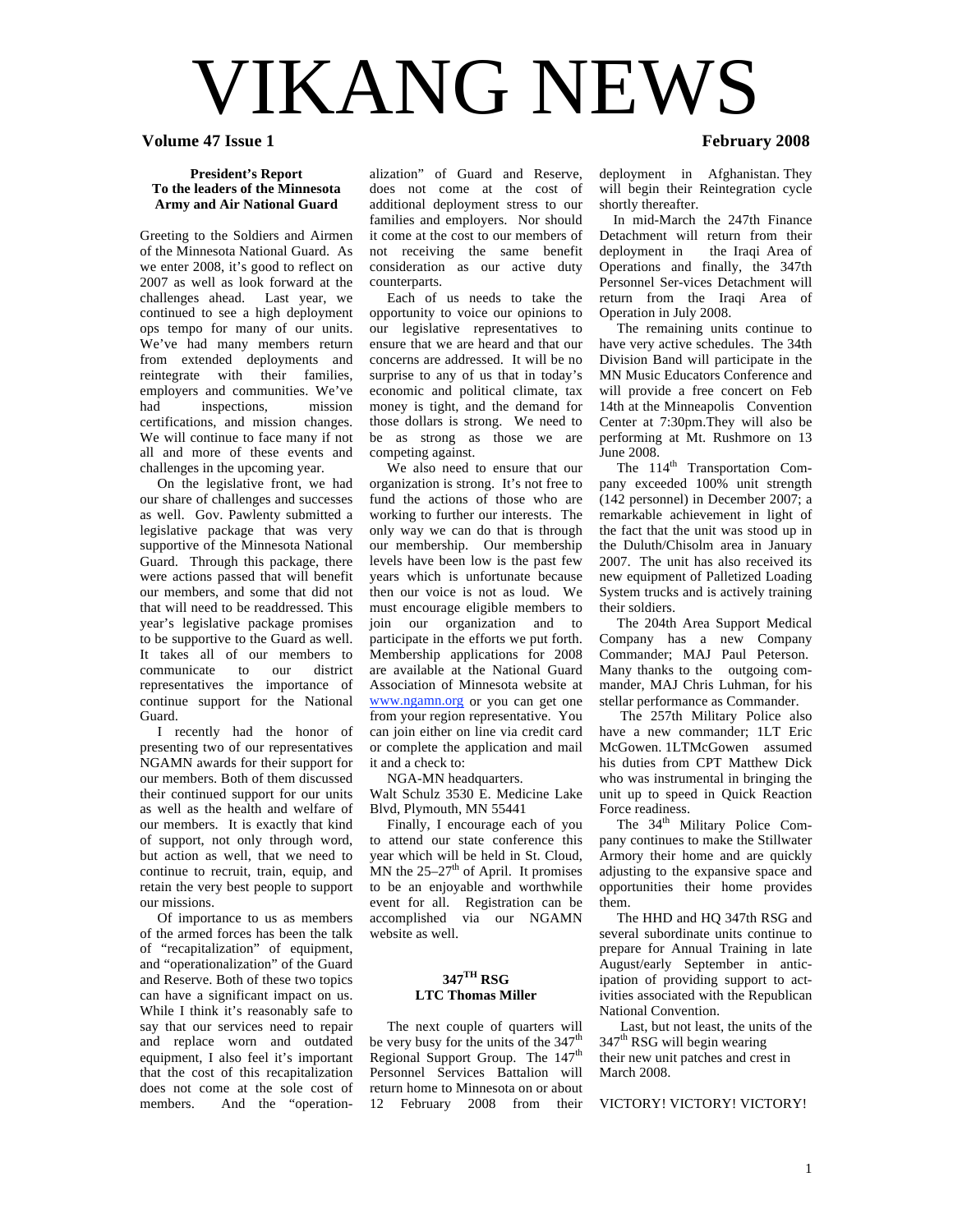# VIKANG NEWS

**Volume 47 Issue 1** **February 2008**

**President's Report**
**To the leaders of the Minnesota Army and Air National Guard**

Greeting to the Soldiers and Airmen of the Minnesota National Guard. As we enter 2008, it's good to reflect on 2007 as well as look forward at the challenges ahead. Last year, we continued to see a high deployment ops tempo for many of our units. We've had many members return from extended deployments and reintegrate with their families, employers and communities. We've had inspections, mission certifications, and mission changes. We will continue to face many if not all and more of these events and challenges in the upcoming year.

On the legislative front, we had our share of challenges and successes as well. Gov. Pawlenty submitted a legislative package that was very supportive of the Minnesota National Guard. Through this package, there were actions passed that will benefit our members, and some that did not that will need to be readdressed. This year's legislative package promises to be supportive to the Guard as well. It takes all of our members to communicate to our district representatives the importance of continue support for the National Guard.

I recently had the honor of presenting two of our representatives NGAMN awards for their support for our members. Both of them discussed their continued support for our units as well as the health and welfare of our members. It is exactly that kind of support, not only through word, but action as well, that we need to continue to recruit, train, equip, and retain the very best people to support our missions.

Of importance to us as members of the armed forces has been the talk of "recapitalization" of equipment, and "operationalization" of the Guard and Reserve. Both of these two topics can have a significant impact on us. While I think it's reasonably safe to say that our services need to repair and replace worn and outdated equipment, I also feel it's important that the cost of this recapitalization does not come at the sole cost of members. And the "operationalization" of Guard and Reserve, does not come at the cost of additional deployment stress to our families and employers. Nor should it come at the cost to our members of not receiving the same benefit consideration as our active duty counterparts.

Each of us needs to take the opportunity to voice our opinions to our legislative representatives to ensure that we are heard and that our concerns are addressed. It will be no surprise to any of us that in today's economic and political climate, tax money is tight, and the demand for those dollars is strong. We need to be as strong as those we are competing against.

We also need to ensure that our organization is strong. It's not free to fund the actions of those who are working to further our interests. The only way we can do that is through our membership. Our membership levels have been low is the past few years which is unfortunate because then our voice is not as loud. We must encourage eligible members to join our organization and to participate in the efforts we put forth. Membership applications for 2008 are available at the National Guard Association of Minnesota website at www.ngamn.org or you can get one from your region representative. You can join either on line via credit card or complete the application and mail it and a check to:

NGA-MN headquarters.
Walt Schulz 3530 E. Medicine Lake Blvd, Plymouth, MN 55441

Finally, I encourage each of you to attend our state conference this year which will be held in St. Cloud, MN the 25–27th of April. It promises to be an enjoyable and worthwhile event for all. Registration can be accomplished via our NGAMN website as well.

**347TH RSG**
**LTC Thomas Miller**

The next couple of quarters will be very busy for the units of the 347th Regional Support Group. The 147th Personnel Services Battalion will return home to Minnesota on or about 12 February 2008 from their deployment in Afghanistan. They will begin their Reintegration cycle shortly thereafter.

In mid-March the 247th Finance Detachment will return from their deployment in the Iraqi Area of Operations and finally, the 347th Personnel Ser-vices Detachment will return from the Iraqi Area of Operation in July 2008.

The remaining units continue to have very active schedules. The 34th Division Band will participate in the MN Music Educators Conference and will provide a free concert on Feb 14th at the Minneapolis Convention Center at 7:30pm.They will also be performing at Mt. Rushmore on 13 June 2008.

The 114th Transportation Company exceeded 100% unit strength (142 personnel) in December 2007; a remarkable achievement in light of the fact that the unit was stood up in the Duluth/Chisolm area in January 2007. The unit has also received its new equipment of Palletized Loading System trucks and is actively training their soldiers.

The 204th Area Support Medical Company has a new Company Commander; MAJ Paul Peterson. Many thanks to the outgoing commander, MAJ Chris Luhman, for his stellar performance as Commander.

The 257th Military Police also have a new commander; 1LT Eric McGowen. 1LTMcGowen assumed his duties from CPT Matthew Dick who was instrumental in bringing the unit up to speed in Quick Reaction Force readiness.

The 34th Military Police Company continues to make the Stillwater Armory their home and are quickly adjusting to the expansive space and opportunities their home provides them.

The HHD and HQ 347th RSG and several subordinate units continue to prepare for Annual Training in late August/early September in antic-ipation of providing support to act-ivities associated with the Republican National Convention.

Last, but not least, the units of the 347th RSG will begin wearing their new unit patches and crest in March 2008.

VICTORY! VICTORY! VICTORY!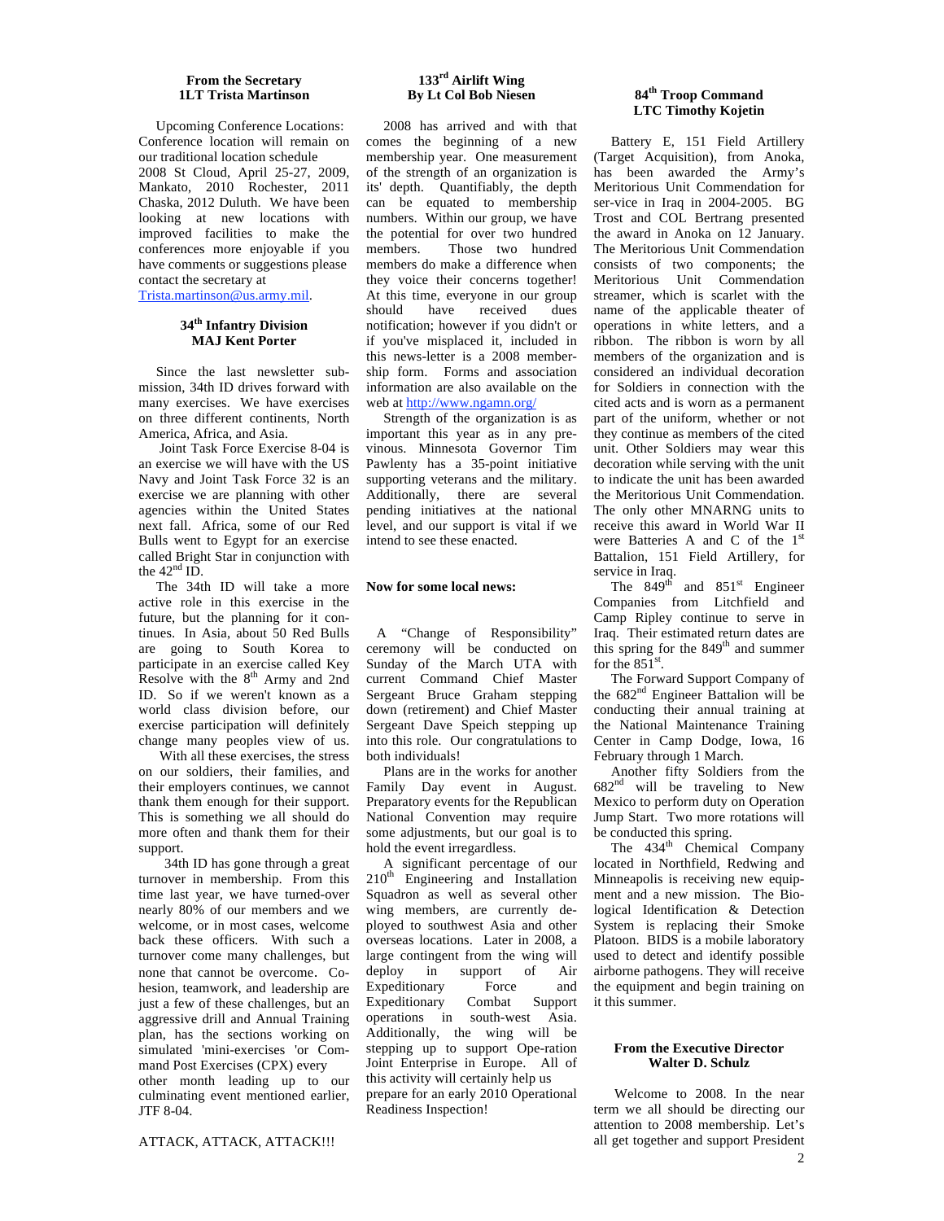### From the Secretary
### 1LT Trista Martinson

Upcoming Conference Locations: Conference location will remain on our traditional location schedule 2008 St Cloud, April 25-27, 2009, Mankato, 2010 Rochester, 2011 Chaska, 2012 Duluth. We have been looking at new locations with improved facilities to make the conferences more enjoyable if you have comments or suggestions please contact the secretary at Trista.martinson@us.army.mil.

### 34th Infantry Division
### MAJ Kent Porter

Since the last newsletter submission, 34th ID drives forward with many exercises. We have exercises on three different continents, North America, Africa, and Asia.

Joint Task Force Exercise 8-04 is an exercise we will have with the US Navy and Joint Task Force 32 is an exercise we are planning with other agencies within the United States next fall. Africa, some of our Red Bulls went to Egypt for an exercise called Bright Star in conjunction with the 42nd ID.

The 34th ID will take a more active role in this exercise in the future, but the planning for it continues. In Asia, about 50 Red Bulls are going to South Korea to participate in an exercise called Key Resolve with the 8th Army and 2nd ID. So if we weren't known as a world class division before, our exercise participation will definitely change many peoples view of us.

With all these exercises, the stress on our soldiers, their families, and their employers continues, we cannot thank them enough for their support. This is something we all should do more often and thank them for their support.

34th ID has gone through a great turnover in membership. From this time last year, we have turned-over nearly 80% of our members and we welcome, or in most cases, welcome back these officers. With such a turnover come many challenges, but none that cannot be overcome. Cohesion, teamwork, and leadership are just a few of these challenges, but an aggressive drill and Annual Training plan, has the sections working on simulated 'mini-exercises 'or Command Post Exercises (CPX) every other month leading up to our culminating event mentioned earlier, JTF 8-04.

ATTACK, ATTACK, ATTACK!!!

### 133rd Airlift Wing
### By Lt Col Bob Niesen

2008 has arrived and with that comes the beginning of a new membership year. One measurement of the strength of an organization is its' depth. Quantifiably, the depth can be equated to membership numbers. Within our group, we have the potential for over two hundred members. Those two hundred members do make a difference when they voice their concerns together! At this time, everyone in our group should have received dues notification; however if you didn't or if you've misplaced it, included in this news-letter is a 2008 membership form. Forms and association information are also available on the web at http://www.ngamn.org/

Strength of the organization is as important this year as in any previnous. Minnesota Governor Tim Pawlenty has a 35-point initiative supporting veterans and the military. Additionally, there are several pending initiatives at the national level, and our support is vital if we intend to see these enacted.

**Now for some local news:**

A "Change of Responsibility" ceremony will be conducted on Sunday of the March UTA with current Command Chief Master Sergeant Bruce Graham stepping down (retirement) and Chief Master Sergeant Dave Speich stepping up into this role. Our congratulations to both individuals!

Plans are in the works for another Family Day event in August. Preparatory events for the Republican National Convention may require some adjustments, but our goal is to hold the event irregardless.

A significant percentage of our 210th Engineering and Installation Squadron as well as several other wing members, are currently deployed to southwest Asia and other overseas locations. Later in 2008, a large contingent from the wing will deploy in support of Air Expeditionary Force and Expeditionary Combat Support operations in south-west Asia. Additionally, the wing will be stepping up to support Ope-ration Joint Enterprise in Europe. All of this activity will certainly help us prepare for an early 2010 Operational Readiness Inspection!

### 84th Troop Command
### LTC Timothy Kojetin

Battery E, 151 Field Artillery (Target Acquisition), from Anoka, has been awarded the Army's Meritorious Unit Commendation for ser-vice in Iraq in 2004-2005. BG Trost and COL Bertrang presented the award in Anoka on 12 January. The Meritorious Unit Commendation consists of two components; the Meritorious Unit Commendation streamer, which is scarlet with the name of the applicable theater of operations in white letters, and a ribbon. The ribbon is worn by all members of the organization and is considered an individual decoration for Soldiers in connection with the cited acts and is worn as a permanent part of the uniform, whether or not they continue as members of the cited unit. Other Soldiers may wear this decoration while serving with the unit to indicate the unit has been awarded the Meritorious Unit Commendation. The only other MNARNG units to receive this award in World War II were Batteries A and C of the 1st Battalion, 151 Field Artillery, for service in Iraq.

The 849th and 851st Engineer Companies from Litchfield and Camp Ripley continue to serve in Iraq. Their estimated return dates are this spring for the 849th and summer for the 851st.

The Forward Support Company of the 682nd Engineer Battalion will be conducting their annual training at the National Maintenance Training Center in Camp Dodge, Iowa, 16 February through 1 March.

Another fifty Soldiers from the 682nd will be traveling to New Mexico to perform duty on Operation Jump Start. Two more rotations will be conducted this spring.

The 434th Chemical Company located in Northfield, Redwing and Minneapolis is receiving new equipment and a new mission. The Biological Identification & Detection System is replacing their Smoke Platoon. BIDS is a mobile laboratory used to detect and identify possible airborne pathogens. They will receive the equipment and begin training on it this summer.

### From the Executive Director
### Walter D. Schulz

Welcome to 2008. In the near term we all should be directing our attention to 2008 membership. Let's all get together and support President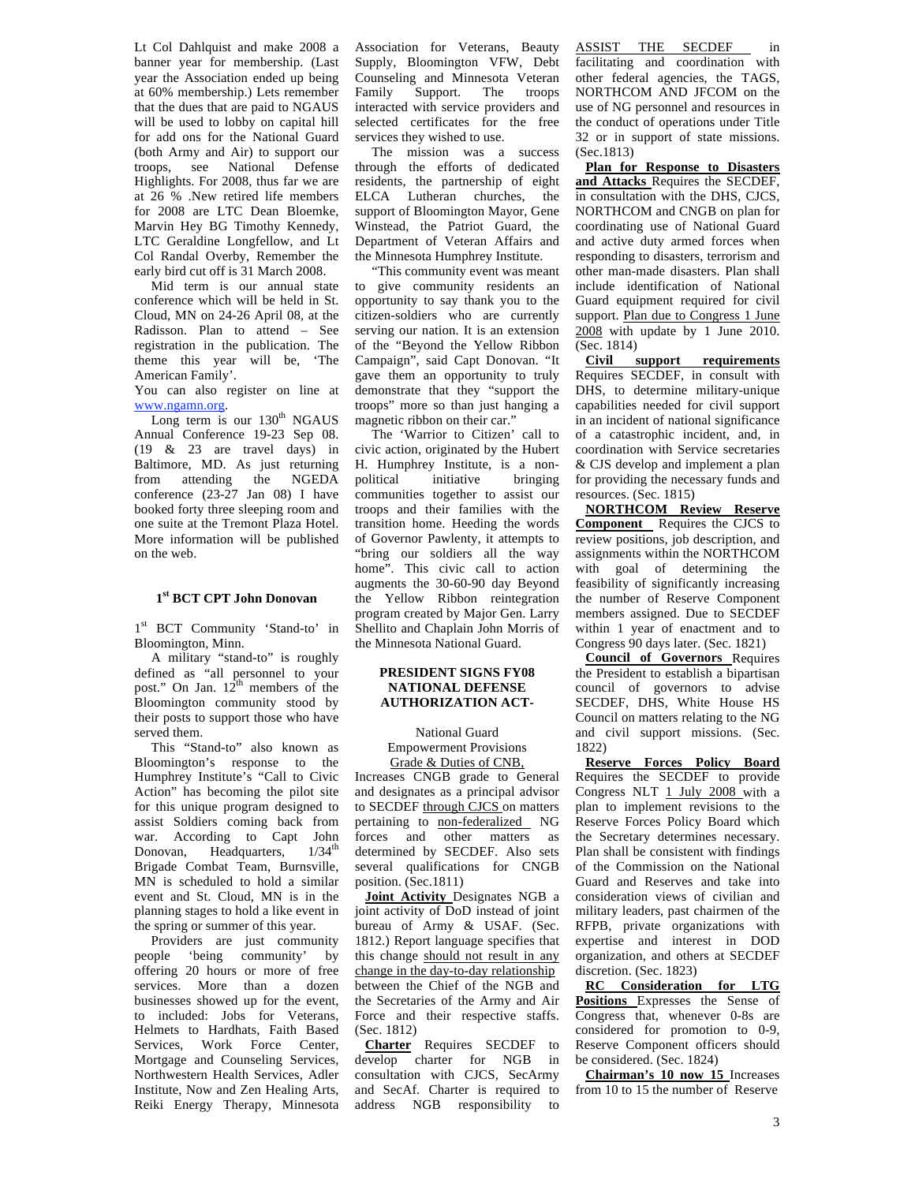Lt Col Dahlquist and make 2008 a banner year for membership. (Last year the Association ended up being at 60% membership.) Lets remember that the dues that are paid to NGAUS will be used to lobby on capital hill for add ons for the National Guard (both Army and Air) to support our troops, see National Defense Highlights. For 2008, thus far we are at 26 % .New retired life members for 2008 are LTC Dean Bloemke, Marvin Hey BG Timothy Kennedy, LTC Geraldine Longfellow, and Lt Col Randal Overby, Remember the early bird cut off is 31 March 2008.

Mid term is our annual state conference which will be held in St. Cloud, MN on 24-26 April 08, at the Radisson. Plan to attend – See registration in the publication. The theme this year will be, 'The American Family'.

You can also register on line at www.ngamn.org.

Long term is our 130th NGAUS Annual Conference 19-23 Sep 08. (19 & 23 are travel days) in Baltimore, MD. As just returning from attending the NGEDA conference (23-27 Jan 08) I have booked forty three sleeping room and one suite at the Tremont Plaza Hotel. More information will be published on the web.

### 1st BCT CPT John Donovan

1st BCT Community 'Stand-to' in Bloomington, Minn.

A military "stand-to" is roughly defined as "all personnel to your post." On Jan. 12th members of the Bloomington community stood by their posts to support those who have served them.

This "Stand-to" also known as Bloomington's response to the Humphrey Institute's "Call to Civic Action" has becoming the pilot site for this unique program designed to assist Soldiers coming back from war. According to Capt John Donovan, Headquarters, 1/34th Brigade Combat Team, Burnsville, MN is scheduled to hold a similar event and St. Cloud, MN is in the planning stages to hold a like event in the spring or summer of this year.

Providers are just community people 'being community' by offering 20 hours or more of free services. More than a dozen businesses showed up for the event, to included: Jobs for Veterans, Helmets to Hardhats, Faith Based Services, Work Force Center, Mortgage and Counseling Services, Northwestern Health Services, Adler Institute, Now and Zen Healing Arts, Reiki Energy Therapy, Minnesota Association for Veterans, Beauty Supply, Bloomington VFW, Debt Counseling and Minnesota Veteran Family Support. The troops interacted with service providers and selected certificates for the free services they wished to use.

The mission was a success through the efforts of dedicated residents, the partnership of eight ELCA Lutheran churches, the support of Bloomington Mayor, Gene Winstead, the Patriot Guard, the Department of Veteran Affairs and the Minnesota Humphrey Institute.

"This community event was meant to give community residents an opportunity to say thank you to the citizen-soldiers who are currently serving our nation. It is an extension of the "Beyond the Yellow Ribbon Campaign", said Capt Donovan. "It gave them an opportunity to truly demonstrate that they "support the troops" more so than just hanging a magnetic ribbon on their car."

The 'Warrior to Citizen' call to civic action, originated by the Hubert H. Humphrey Institute, is a non-political initiative bringing communities together to assist our troops and their families with the transition home. Heeding the words of Governor Pawlenty, it attempts to "bring our soldiers all the way home". This civic call to action augments the 30-60-90 day Beyond the Yellow Ribbon reintegration program created by Major Gen. Larry Shellito and Chaplain John Morris of the Minnesota National Guard.

### PRESIDENT SIGNS FY08 NATIONAL DEFENSE AUTHORIZATION ACT-

National Guard Empowerment Provisions

Grade & Duties of CNB, Increases CNGB grade to General and designates as a principal advisor to SECDEF through CJCS on matters pertaining to non-federalized NG forces and other matters as determined by SECDEF. Also sets several qualifications for CNGB position. (Sec.1811)

**Joint Activity** Designates NGB a joint activity of DoD instead of joint bureau of Army & USAF. (Sec. 1812.) Report language specifies that this change should not result in any change in the day-to-day relationship between the Chief of the NGB and the Secretaries of the Army and Air Force and their respective staffs. (Sec. 1812)

**Charter** Requires SECDEF to develop charter for NGB in consultation with CJCS, SecArmy and SecAf. Charter is required to address NGB responsibility to ASSIST THE SECDEF in facilitating and coordination with other federal agencies, the TAGS, NORTHCOM AND JFCOM on the use of NG personnel and resources in the conduct of operations under Title 32 or in support of state missions. (Sec.1813)

**Plan for Response to Disasters and Attacks** Requires the SECDEF, in consultation with the DHS, CJCS, NORTHCOM and CNGB on plan for coordinating use of National Guard and active duty armed forces when responding to disasters, terrorism and other man-made disasters. Plan shall include identification of National Guard equipment required for civil support. Plan due to Congress 1 June 2008 with update by 1 June 2010. (Sec. 1814)

**Civil support requirements** Requires SECDEF, in consult with DHS, to determine military-unique capabilities needed for civil support in an incident of national significance of a catastrophic incident, and, in coordination with Service secretaries & CJS develop and implement a plan for providing the necessary funds and resources. (Sec. 1815)

**NORTHCOM Review Reserve Component** Requires the CJCS to review positions, job description, and assignments within the NORTHCOM with goal of determining the feasibility of significantly increasing the number of Reserve Component members assigned. Due to SECDEF within 1 year of enactment and to Congress 90 days later. (Sec. 1821)

**Council of Governors** Requires the President to establish a bipartisan council of governors to advise SECDEF, DHS, White House HS Council on matters relating to the NG and civil support missions. (Sec. 1822)

**Reserve Forces Policy Board** Requires the SECDEF to provide Congress NLT 1 July 2008 with a plan to implement revisions to the Reserve Forces Policy Board which the Secretary determines necessary. Plan shall be consistent with findings of the Commission on the National Guard and Reserves and take into consideration views of civilian and military leaders, past chairmen of the RFPB, private organizations with expertise and interest in DOD organization, and others at SECDEF discretion. (Sec. 1823)

**RC Consideration for LTG Positions** Expresses the Sense of Congress that, whenever 0-8s are considered for promotion to 0-9, Reserve Component officers should be considered. (Sec. 1824)

**Chairman's 10 now 15** Increases from 10 to 15 the number of Reserve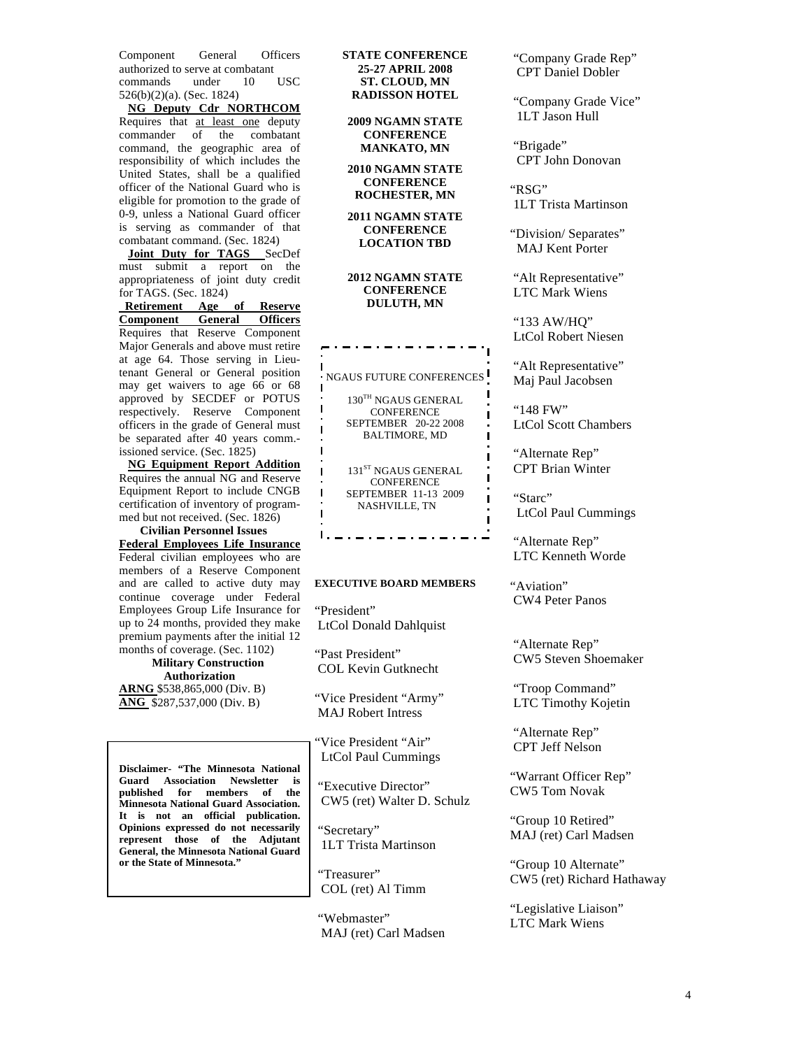Component General Officers authorized to serve at combatant commands under 10 USC 526(b)(2)(a). (Sec. 1824)

**NG Deputy Cdr NORTHCOM** Requires that at least one deputy commander of the combatant command, the geographic area of responsibility of which includes the United States, shall be a qualified officer of the National Guard who is eligible for promotion to the grade of 0-9, unless a National Guard officer is serving as commander of that combatant command. (Sec. 1824)

**Joint Duty for TAGS** SecDef must submit a report on the appropriateness of joint duty credit for TAGS. (Sec. 1824)

**Retirement Age of Reserve Component General Officers** Requires that Reserve Component Major Generals and above must retire at age 64. Those serving in Lieutenant General or General position may get waivers to age 66 or 68 approved by SECDEF or POTUS respectively. Reserve Component officers in the grade of General must be separated after 40 years comm.-issioned service. (Sec. 1825)

**NG Equipment Report Addition** Requires the annual NG and Reserve Equipment Report to include CNGB certification of inventory of programmed but not received. (Sec. 1826)

**Civilian Personnel Issues**

**Federal Employees Life Insurance** Federal civilian employees who are members of a Reserve Component and are called to active duty may continue coverage under Federal Employees Group Life Insurance for up to 24 months, provided they make premium payments after the initial 12 months of coverage. (Sec. 1102)

**Military Construction Authorization**

**ARNG** $538,865,000 (Div. B)
**ANG** $287,537,000 (Div. B)

**Disclaimer- "The Minnesota National Guard Association Newsletter is published for members of the Minnesota National Guard Association. It is not an official publication. Opinions expressed do not necessarily represent those of the Adjutant General, the Minnesota National Guard or the State of Minnesota."**

**STATE CONFERENCE**
**25-27 APRIL 2008**
**ST. CLOUD, MN**
**RADISSON HOTEL**

**2009 NGAMN STATE CONFERENCE**
**MANKATO, MN**

**2010 NGAMN STATE CONFERENCE**
**ROCHESTER, MN**

**2011 NGAMN STATE CONFERENCE**
**LOCATION TBD**

**2012 NGAMN STATE CONFERENCE**
**DULUTH, MN**

NGAUS FUTURE CONFERENCES

130TH NGAUS GENERAL CONFERENCE
SEPTEMBER 20-22 2008
BALTIMORE, MD

131ST NGAUS GENERAL CONFERENCE
SEPTEMBER 11-13 2009
NASHVILLE, TN

**EXECUTIVE BOARD MEMBERS**

"President"
LtCol Donald Dahlquist

"Past President"
COL Kevin Gutknecht

"Vice President "Army"
MAJ Robert Intress

"Vice President "Air"
LtCol Paul Cummings

"Executive Director"
CW5 (ret) Walter D. Schulz

"Secretary"
1LT Trista Martinson

"Treasurer"
COL (ret) Al Timm

"Webmaster"
MAJ (ret) Carl Madsen

"Company Grade Rep"
CPT Daniel Dobler

"Company Grade Vice"
1LT Jason Hull

"Brigade"
CPT John Donovan

"RSG"
1LT Trista Martinson

"Division/ Separates"
MAJ Kent Porter

"Alt Representative"
LTC Mark Wiens

"133 AW/HQ"
LtCol Robert Niesen

"Alt Representative"
Maj Paul Jacobsen

"148 FW"
LtCol Scott Chambers

"Alternate Rep"
CPT Brian Winter

"Starc"
LtCol Paul Cummings

"Alternate Rep"
LTC Kenneth Worde

"Aviation"
CW4 Peter Panos

"Alternate Rep"
CW5 Steven Shoemaker

"Troop Command"
LTC Timothy Kojetin

"Alternate Rep"
CPT Jeff Nelson

"Warrant Officer Rep"
CW5 Tom Novak

"Group 10 Retired"
MAJ (ret) Carl Madsen

"Group 10 Alternate"
CW5 (ret) Richard Hathaway

"Legislative Liaison"
LTC Mark Wiens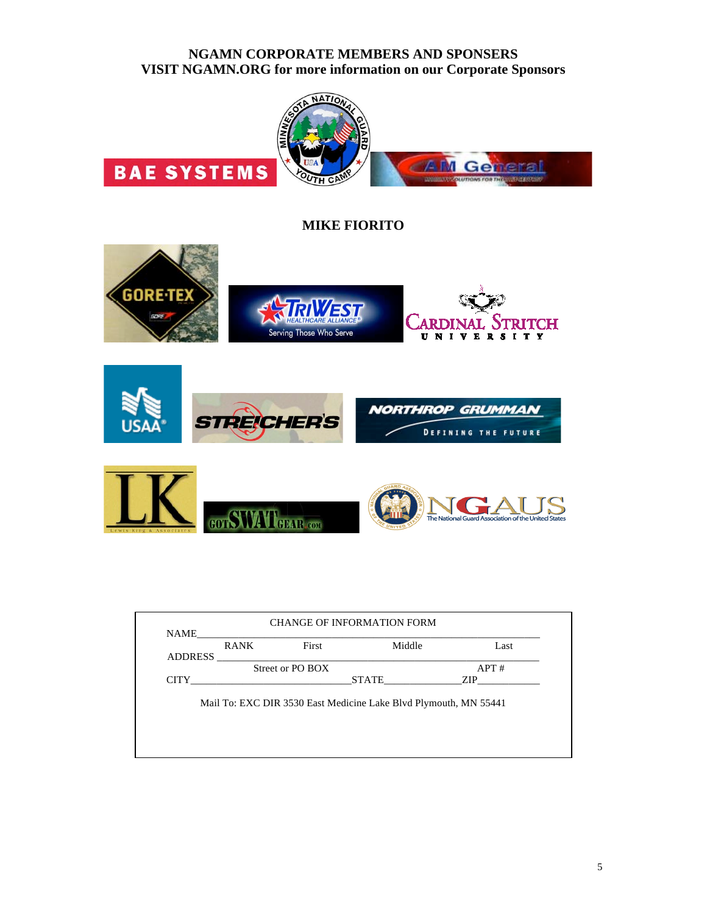**NGAMN CORPORATE MEMBERS AND SPONSERS**
**VISIT NGAMN.ORG for more information on our Corporate Sponsors**

BAE SYSTEMS

MINNESOTA NATIONAL GUARD YOUTH CAMP

AM General

**MIKE FIORITO**

GORE-TEX

TRIWEST HEALTHCARE ALLIANCE Serving Those Who Serve

CARDINAL STRITCH UNIVERSITY

USAA

STREICHER'S

NORTHROP GRUMMAN DEFINING THE FUTURE

LK Lewis King & Associates

GOTSWATGEAR.COM

NGAUS The National Guard Association of the United States

CHANGE OF INFORMATION FORM

NAME\_\_\_\_\_\_\_\_\_\_\_\_\_\_\_\_\_\_\_\_\_\_\_\_\_\_\_\_\_\_\_\_\_\_\_\_\_\_\_\_\_\_\_\_\_\_\_\_\_\_\_\_\_\_\_\_\_\_\_\_

RANK First Middle Last

ADDRESS \_\_\_\_\_\_\_\_\_\_\_\_\_\_\_\_\_\_\_\_\_\_\_\_\_\_\_\_\_\_\_\_\_\_\_\_\_\_\_\_\_\_\_\_\_\_\_\_\_\_\_\_\_\_\_\_

Street or PO BOX APT #

CITY\_\_\_\_\_\_\_\_\_\_\_\_\_\_\_\_\_\_\_\_\_\_\_\_\_\_\_STATE\_\_\_\_\_\_\_\_\_\_\_\_\_ZIP\_\_\_\_\_\_\_\_\_\_\_

Mail To: EXC DIR 3530 East Medicine Lake Blvd Plymouth, MN 55441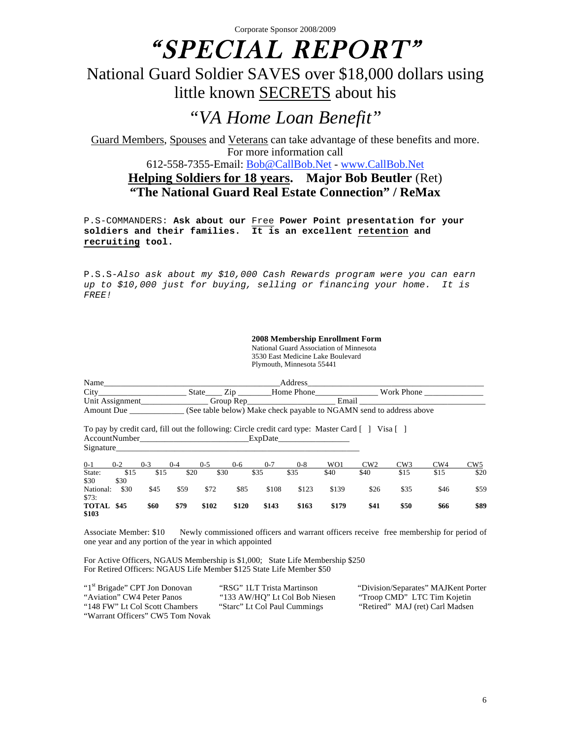Corporate Sponsor 2008/2009

# *"SPECIAL REPORT"*

## National Guard Soldier SAVES over $18,000 dollars using little known SECRETS about his

## *"VA Home Loan Benefit"*

Guard Members, Spouses and Veterans can take advantage of these benefits and more.
For more information call
612-558-7355-Email: Bob@CallBob.Net - www.CallBob.Net

**Helping Soldiers for 18 years. Major Bob Beutler** (Ret)
**"The National Guard Real Estate Connection" / ReMax**

P.S-COMMANDERS: **Ask about our** Free **Power Point presentation for your soldiers and their families. It is an excellent retention and recruiting tool.**

P.S.S-*Also ask about my $10,000 Cash Rewards program were you can earn up to $10,000 just for buying, selling or financing your home. It is FREE!*

**2008 Membership Enrollment Form**
National Guard Association of Minnesota
3530 East Medicine Lake Boulevard
Plymouth, Minnesota 55441

Name__________________________ Address__________________________
City______________ State____ Zip ________Home Phone______________ Work Phone ______________
Unit Assignment________________ Group Rep____________________ Email ____________________
Amount Due _____________ (See table below) Make check payable to NGAMN send to address above

To pay by credit card, fill out the following: Circle credit card type: Master Card [ ] Visa [ ]
AccountNumber__________________________ExpDate________________
Signature________________________________________________________

| | 0-1 | 0-2 | 0-3 | 0-4 | 0-5 | 0-6 | 0-7 | 0-8 | WO1 | CW2 | CW3 | CW4 | CW5 |
|---|---|---|---|---|---|---|---|---|---|---|---|---|---|
| State: | $15 | $15 | $20 | $30 | $35 | $35 | $40 | $40 | $15 | $15 | $20 | $30 | $30 |
| National: | $30 | $45 | $59 | $72 | $85 | $108 | $123 | $139 | $26 | $35 | $46 | $59 | $73 |
| **TOTAL** | **$45** | **$60** | **$79** | **$102** | **$120** | **$143** | **$163** | **$179** | **$41** | **$50** | **$66** | **$89** | **$103** |

Associate Member: $10 Newly commissioned officers and warrant officers receive free membership for period of one year and any portion of the year in which appointed

For Active Officers, NGAUS Membership is $1,000; State Life Membership $250
For Retired Officers: NGAUS Life Member $125 State Life Member $50

"1st Brigade" CPT Jon Donovan
"Aviation" CW4 Peter Panos
"148 FW" Lt Col Scott Chambers
"Warrant Officers" CW5 Tom Novak
"RSG" 1LT Trista Martinson
"133 AW/HQ" Lt Col Bob Niesen
"Starc" Lt Col Paul Cummings
"Division/Separates" MAJKent Porter
"Troop CMD" LTC Tim Kojetin
"Retired" MAJ (ret) Carl Madsen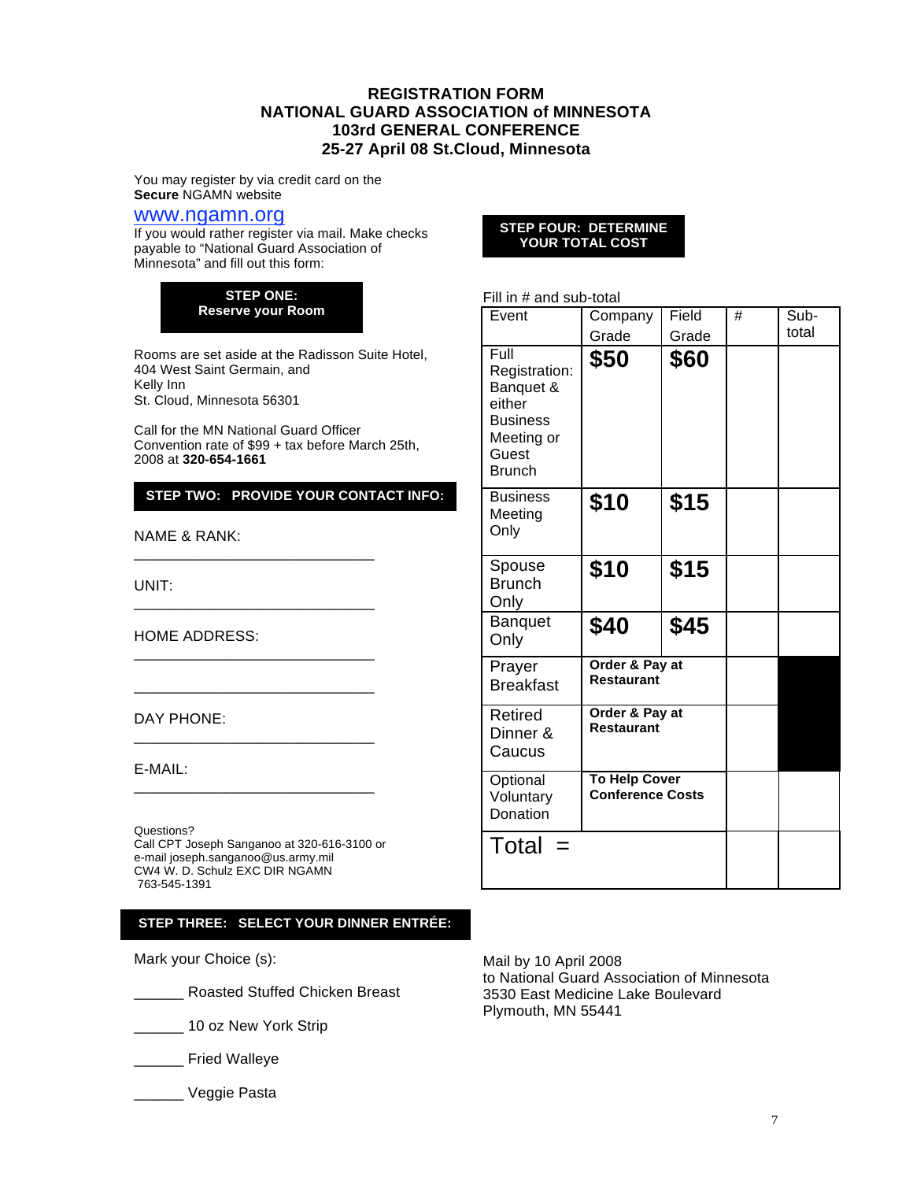# REGISTRATION FORM
## NATIONAL GUARD ASSOCIATION of MINNESOTA
## 103rd GENERAL CONFERENCE
## 25-27 April 08 St.Cloud, Minnesota

You may register by via credit card on the **Secure** NGAMN website
www.ngamn.org
If you would rather register via mail. Make checks payable to "National Guard Association of Minnesota" and fill out this form:

**STEP ONE: Reserve your Room**

Rooms are set aside at the Radisson Suite Hotel, 404 West Saint Germain, and
Kelly Inn
St. Cloud, Minnesota 56301

Call for the MN National Guard Officer Convention rate of $99 + tax before March 25th, 2008 at **320-654-1661**

**STEP TWO: PROVIDE YOUR CONTACT INFO:**

NAME & RANK: ______________________________

UNIT: ______________________________

HOME ADDRESS: ______________________________

______________________________

DAY PHONE: ______________________________

E-MAIL: ______________________________

Questions?
Call CPT Joseph Sanganoo at 320-616-3100 or e-mail joseph.sanganoo@us.army.mil
CW4 W. D. Schulz EXC DIR NGAMN
763-545-1391

**STEP THREE: SELECT YOUR DINNER ENTRÉE:**

Mark your Choice (s):

______ Roasted Stuffed Chicken Breast

______ 10 oz New York Strip

______ Fried Walleye

______ Veggie Pasta

**STEP FOUR: DETERMINE YOUR TOTAL COST**

Fill in # and sub-total

| Event | Company Grade | Field Grade | # | Sub-total |
|---|---|---|---|---|
| Full Registration: Banquet & either Business Meeting or Guest Brunch | **$50** | **$60** | | |
| Business Meeting Only | **$10** | **$15** | | |
| Spouse Brunch Only | **$10** | **$15** | | |
| Banquet Only | **$40** | **$45** | | |
| Prayer Breakfast | **Order & Pay at Restaurant** | | | |
| Retired Dinner & Caucus | **Order & Pay at Restaurant** | | | |
| Optional Voluntary Donation | **To Help Cover Conference Costs** | | | |
| Total = | | | | |

Mail by 10 April 2008
to National Guard Association of Minnesota
3530 East Medicine Lake Boulevard
Plymouth, MN 55441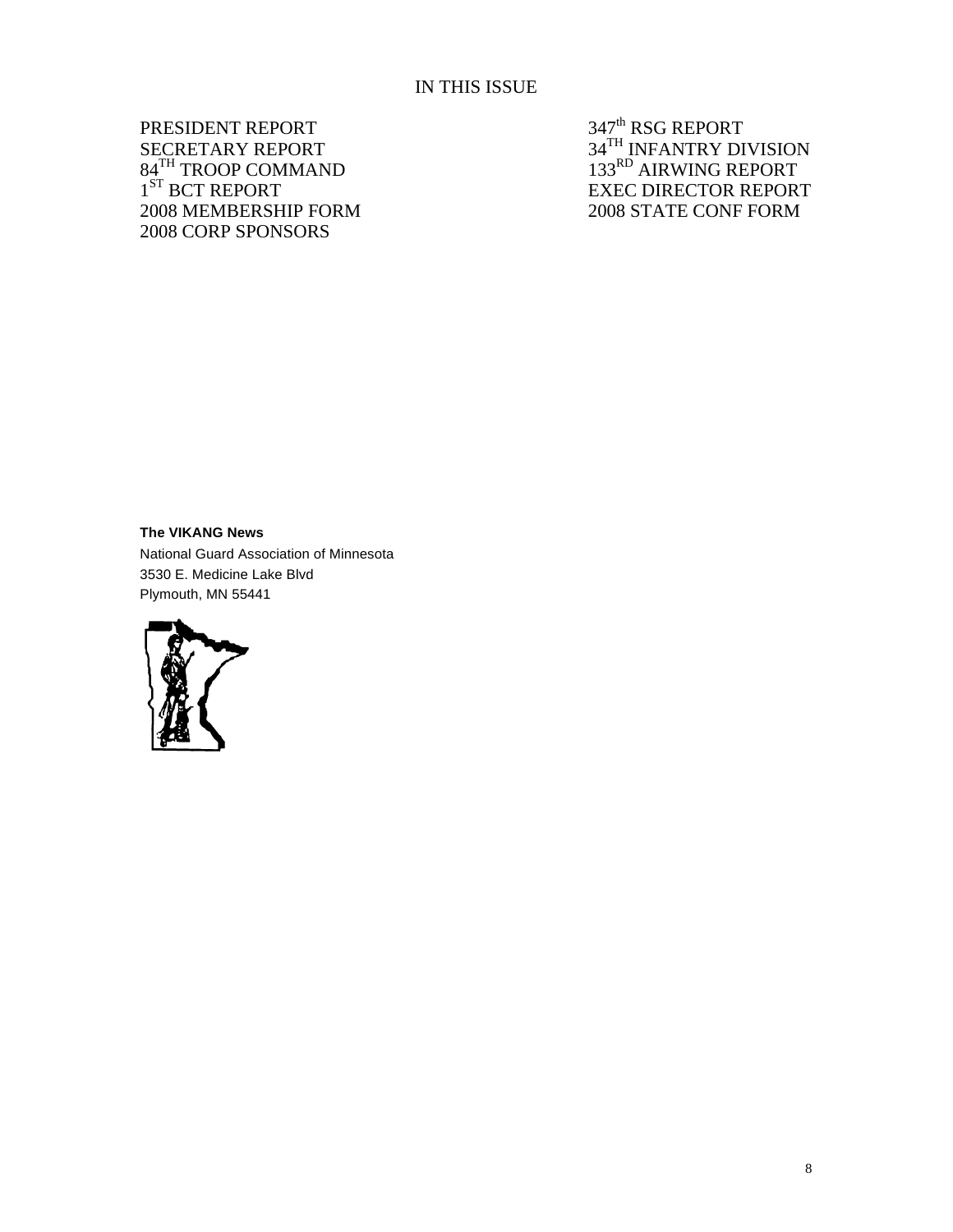IN THIS ISSUE

PRESIDENT REPORT
SECRETARY REPORT
84TH TROOP COMMAND
1ST BCT REPORT
2008 MEMBERSHIP FORM
2008 CORP SPONSORS

347th RSG REPORT
34TH INFANTRY DIVISION
133RD AIRWING REPORT
EXEC DIRECTOR REPORT
2008 STATE CONF FORM

**The VIKANG News**
National Guard Association of Minnesota
3530 E. Medicine Lake Blvd
Plymouth, MN 55441